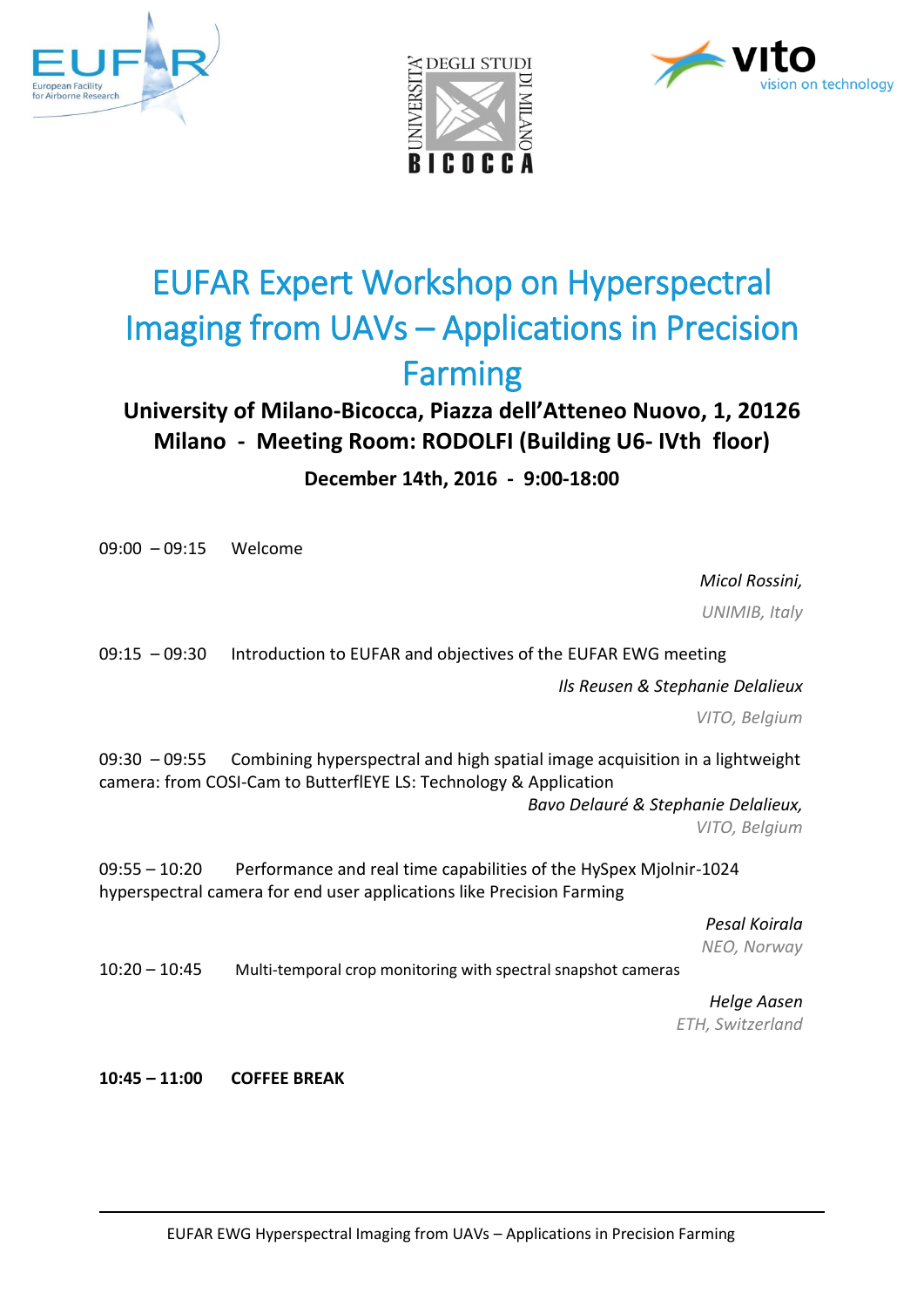# EUFAR Expert Workshop on Hyperspectral Imaging from UAVs – Applications in Precision Farming

**University of Milano-Bicocca, Piazza dell'Atteneo Nuovo, 1, 20126 Milano - Meeting Room: RODOLFI (Building U6- IVth floor)**

**December 14th, 2016 - 9:00-18:00**

09:00 – 09:15 Welcome

*Micol Rossini,*
*UNIMIB, Italy*

09:15 – 09:30 Introduction to EUFAR and objectives of the EUFAR EWG meeting

*Ils Reusen & Stephanie Delalieux*
*VITO, Belgium*

09:30 – 09:55 Combining hyperspectral and high spatial image acquisition in a lightweight camera: from COSI-Cam to ButterflEYE LS: Technology & Application

*Bavo Delauré & Stephanie Delalieux,*
*VITO, Belgium*

09:55 – 10:20 Performance and real time capabilities of the HySpex Mjolnir-1024 hyperspectral camera for end user applications like Precision Farming

*Pesal Koirala*
*NEO, Norway*

10:20 – 10:45 Multi-temporal crop monitoring with spectral snapshot cameras

*Helge Aasen*
*ETH, Switzerland*

**10:45 – 11:00 COFFEE BREAK**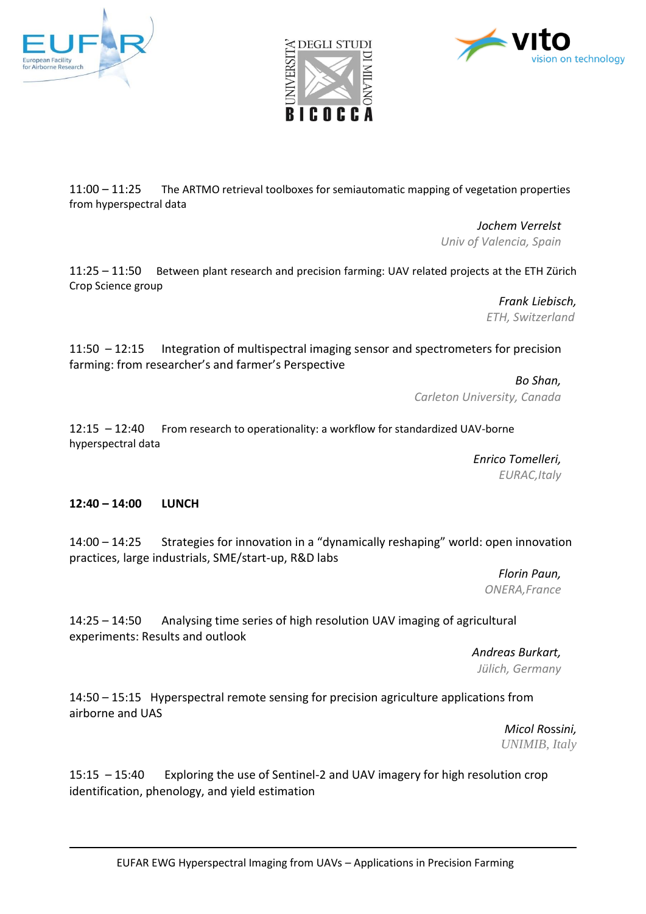11:00 – 11:25 The ARTMO retrieval toolboxes for semiautomatic mapping of vegetation properties from hyperspectral data

*Jochem Verrelst*
*Univ of Valencia, Spain*

11:25 – 11:50 Between plant research and precision farming: UAV related projects at the ETH Zürich Crop Science group

*Frank Liebisch,*
*ETH, Switzerland*

11:50 – 12:15 Integration of multispectral imaging sensor and spectrometers for precision farming: from researcher's and farmer's Perspective

*Bo Shan,*
*Carleton University, Canada*

12:15 – 12:40 From research to operationality: a workflow for standardized UAV-borne hyperspectral data

*Enrico Tomelleri,*
*EURAC,Italy*

**12:40 – 14:00 LUNCH**

14:00 – 14:25 Strategies for innovation in a "dynamically reshaping" world: open innovation practices, large industrials, SME/start-up, R&D labs

*Florin Paun,*
*ONERA,France*

14:25 – 14:50 Analysing time series of high resolution UAV imaging of agricultural experiments: Results and outlook

*Andreas Burkart,*
*Jülich, Germany*

14:50 – 15:15 Hyperspectral remote sensing for precision agriculture applications from airborne and UAS

*Micol Rossini,*
*UNIMIB, Italy*

15:15 – 15:40 Exploring the use of Sentinel-2 and UAV imagery for high resolution crop identification, phenology, and yield estimation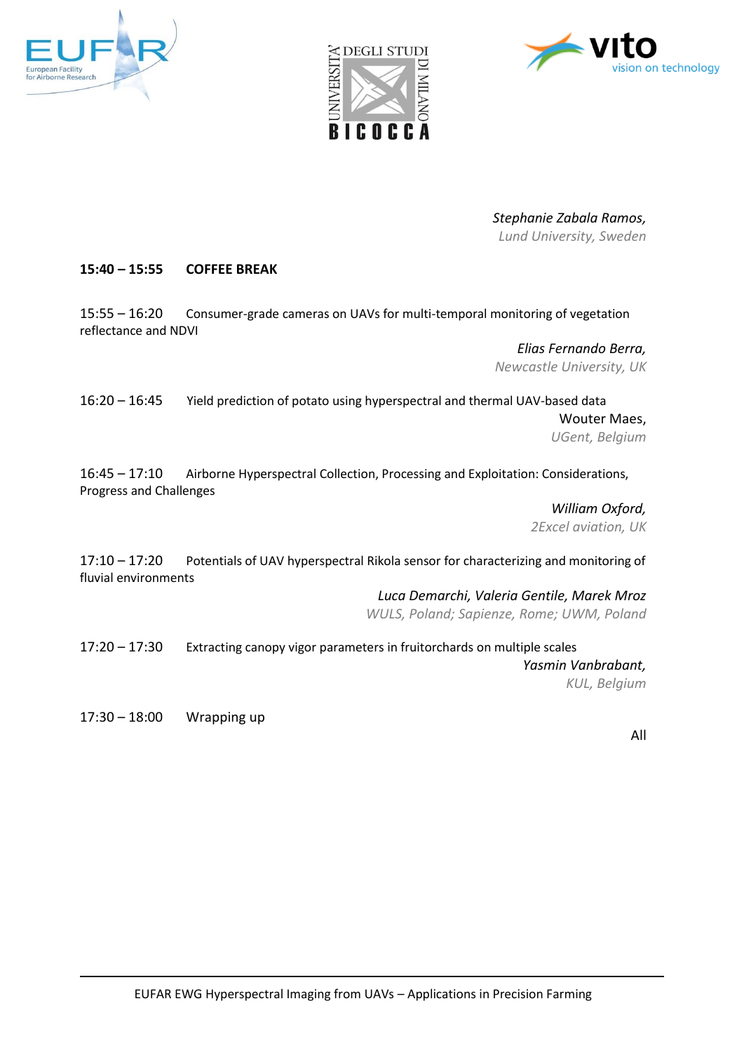*Stephanie Zabala Ramos,*
*Lund University, Sweden*

**15:40 – 15:55 COFFEE BREAK**

15:55 – 16:20 Consumer-grade cameras on UAVs for multi-temporal monitoring of vegetation reflectance and NDVI

*Elias Fernando Berra,*
*Newcastle University, UK*

16:20 – 16:45 Yield prediction of potato using hyperspectral and thermal UAV-based data

Wouter Maes,
*UGent, Belgium*

16:45 – 17:10 Airborne Hyperspectral Collection, Processing and Exploitation: Considerations, Progress and Challenges

*William Oxford,*
*2Excel aviation, UK*

17:10 – 17:20 Potentials of UAV hyperspectral Rikola sensor for characterizing and monitoring of fluvial environments

*Luca Demarchi, Valeria Gentile, Marek Mroz*
*WULS, Poland; Sapienze, Rome; UWM, Poland*

17:20 – 17:30 Extracting canopy vigor parameters in fruitorchards on multiple scales

*Yasmin Vanbrabant,*
*KUL, Belgium*

17:30 – 18:00 Wrapping up

All